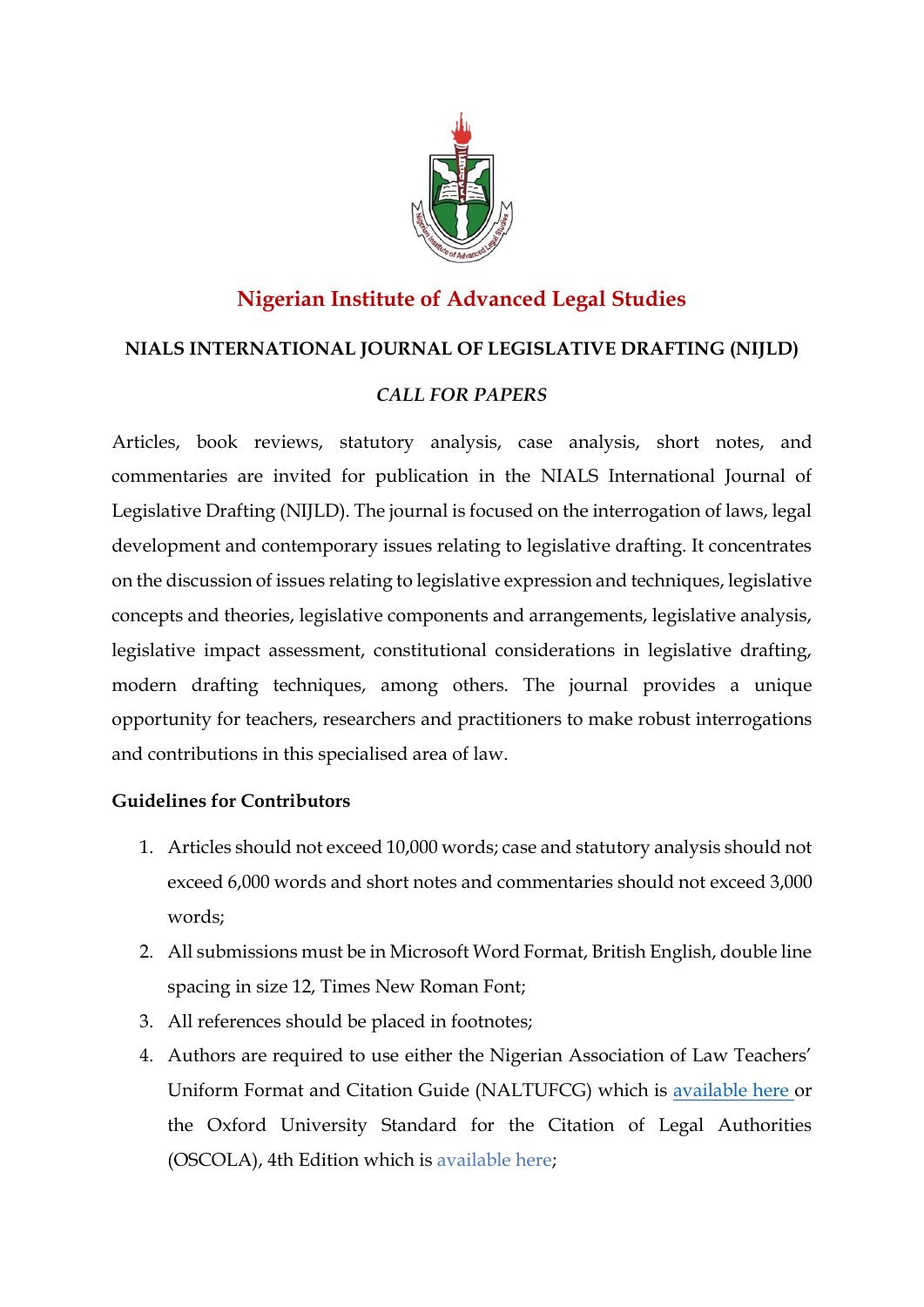# Nigerian Institute of Advanced Legal Studies

## NIALS INTERNATIONAL JOURNAL OF LEGISLATIVE DRAFTING (NIJLD)

### *CALL FOR PAPERS*

Articles, book reviews, statutory analysis, case analysis, short notes, and commentaries are invited for publication in the NIALS International Journal of Legislative Drafting (NIJLD). The journal is focused on the interrogation of laws, legal development and contemporary issues relating to legislative drafting. It concentrates on the discussion of issues relating to legislative expression and techniques, legislative concepts and theories, legislative components and arrangements, legislative analysis, legislative impact assessment, constitutional considerations in legislative drafting, modern drafting techniques, among others. The journal provides a unique opportunity for teachers, researchers and practitioners to make robust interrogations and contributions in this specialised area of law.

**Guidelines for Contributors**

1. Articles should not exceed 10,000 words; case and statutory analysis should not exceed 6,000 words and short notes and commentaries should not exceed 3,000 words;
2. All submissions must be in Microsoft Word Format, British English, double line spacing in size 12, Times New Roman Font;
3. All references should be placed in footnotes;
4. Authors are required to use either the Nigerian Association of Law Teachers' Uniform Format and Citation Guide (NALTUFCG) which is available here or the Oxford University Standard for the Citation of Legal Authorities (OSCOLA), 4th Edition which is available here;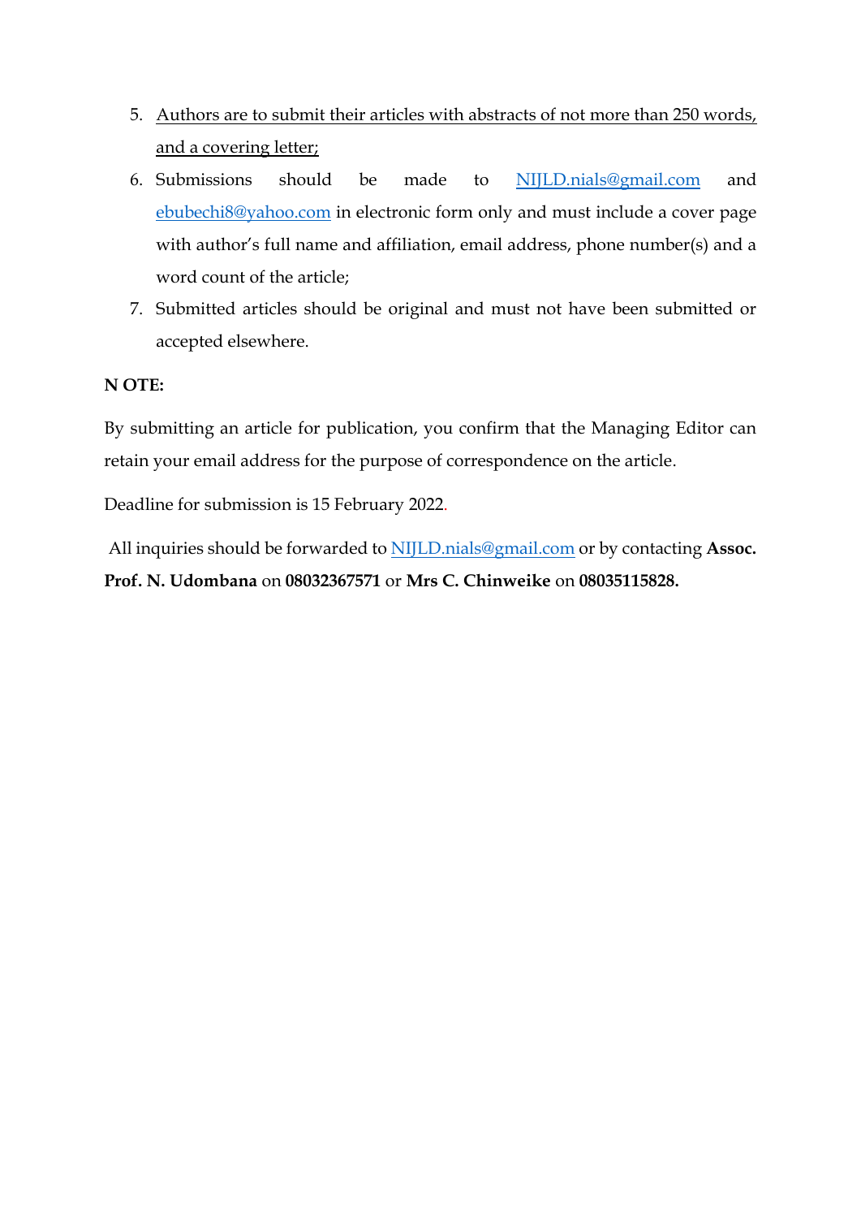5. Authors are to submit their articles with abstracts of not more than 250 words, and a covering letter;
6. Submissions should be made to NIJLD.nials@gmail.com and ebubechi8@yahoo.com in electronic form only and must include a cover page with author's full name and affiliation, email address, phone number(s) and a word count of the article;
7. Submitted articles should be original and must not have been submitted or accepted elsewhere.

**N OTE:**

By submitting an article for publication, you confirm that the Managing Editor can retain your email address for the purpose of correspondence on the article.

Deadline for submission is 15 February 2022.

All inquiries should be forwarded to NIJLD.nials@gmail.com or by contacting **Assoc. Prof. N. Udombana** on **08032367571** or **Mrs C. Chinweike** on **08035115828.**